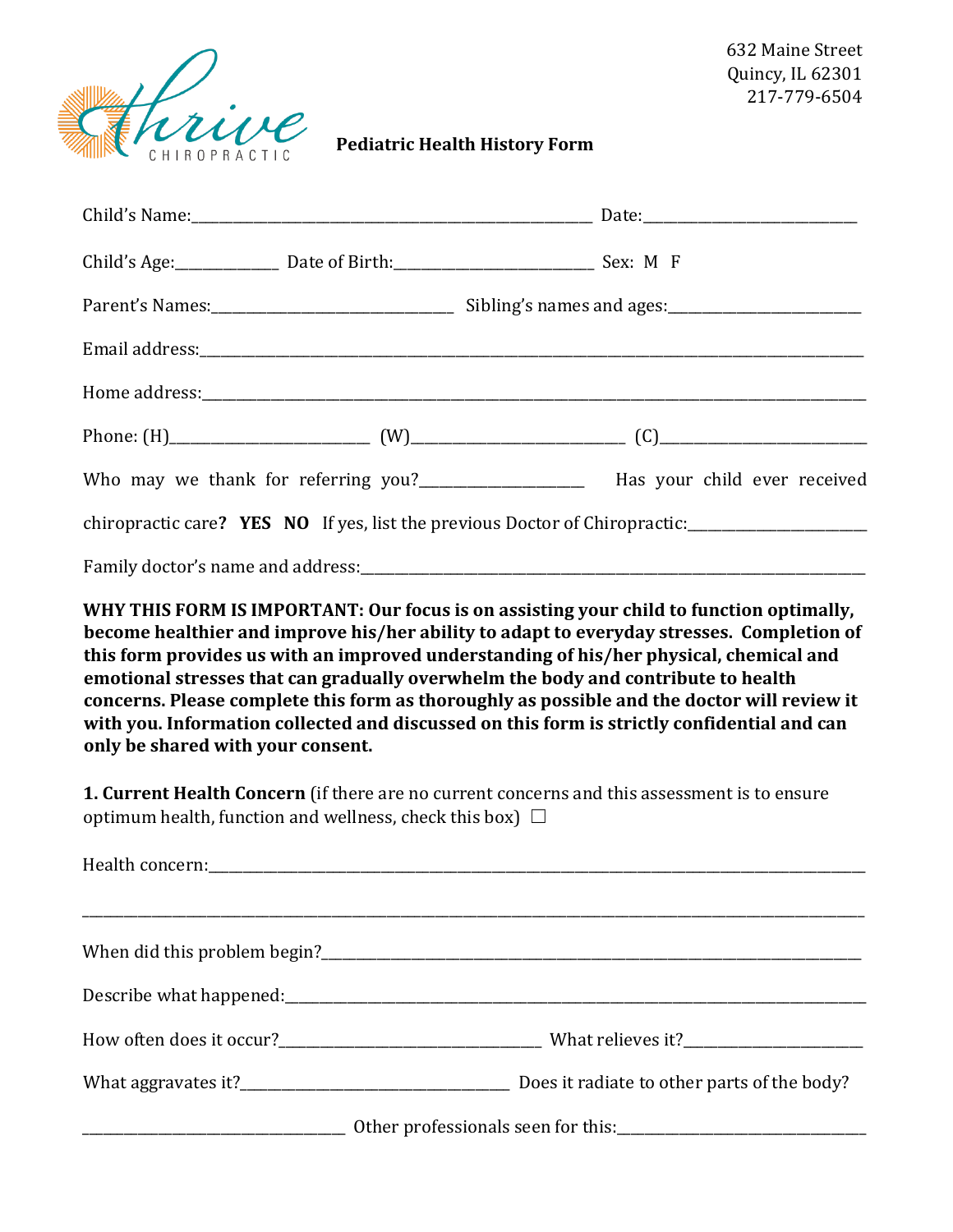Thrive CHIROPRACTIC

632 Maine Street
Quincy, IL 62301
217-779-6504

# Pediatric Health History Form

Child's Name:______________________________________________________ Date:____________________________

Child's Age:_____________ Date of Birth:__________________________ Sex: M F

Parent's Names:_______________________________ Sibling's names and ages:_________________________

Email address:_______________________________________________________________________________________________

Home address:_______________________________________________________________________________________________

Phone: (H)_________________________ (W)___________________________ (C)____________________________

Who may we thank for referring you?_____________________ Has your child ever received chiropractic care? **YES NO** If yes, list the previous Doctor of Chiropractic:________________________

Family doctor's name and address:_____________________________________________________________________

**WHY THIS FORM IS IMPORTANT: Our focus is on assisting your child to function optimally, become healthier and improve his/her ability to adapt to everyday stresses. Completion of this form provides us with an improved understanding of his/her physical, chemical and emotional stresses that can gradually overwhelm the body and contribute to health concerns. Please complete this form as thoroughly as possible and the doctor will review it with you. Information collected and discussed on this form is strictly confidential and can only be shared with your consent.**

**1. Current Health Concern** (if there are no current concerns and this assessment is to ensure optimum health, function and wellness, check this box) ☐

Health concern:_____________________________________________________________________________________________

_______________________________________________________________________________________________________________

When did this problem begin?___________________________________________________________________________

Describe what happened:_______________________________________________________________________________

How often does it occur?__________________________________ What relieves it?________________________

What aggravates it?__________________________________ Does it radiate to other parts of the body?

__________________________________ Other professionals seen for this:_________________________________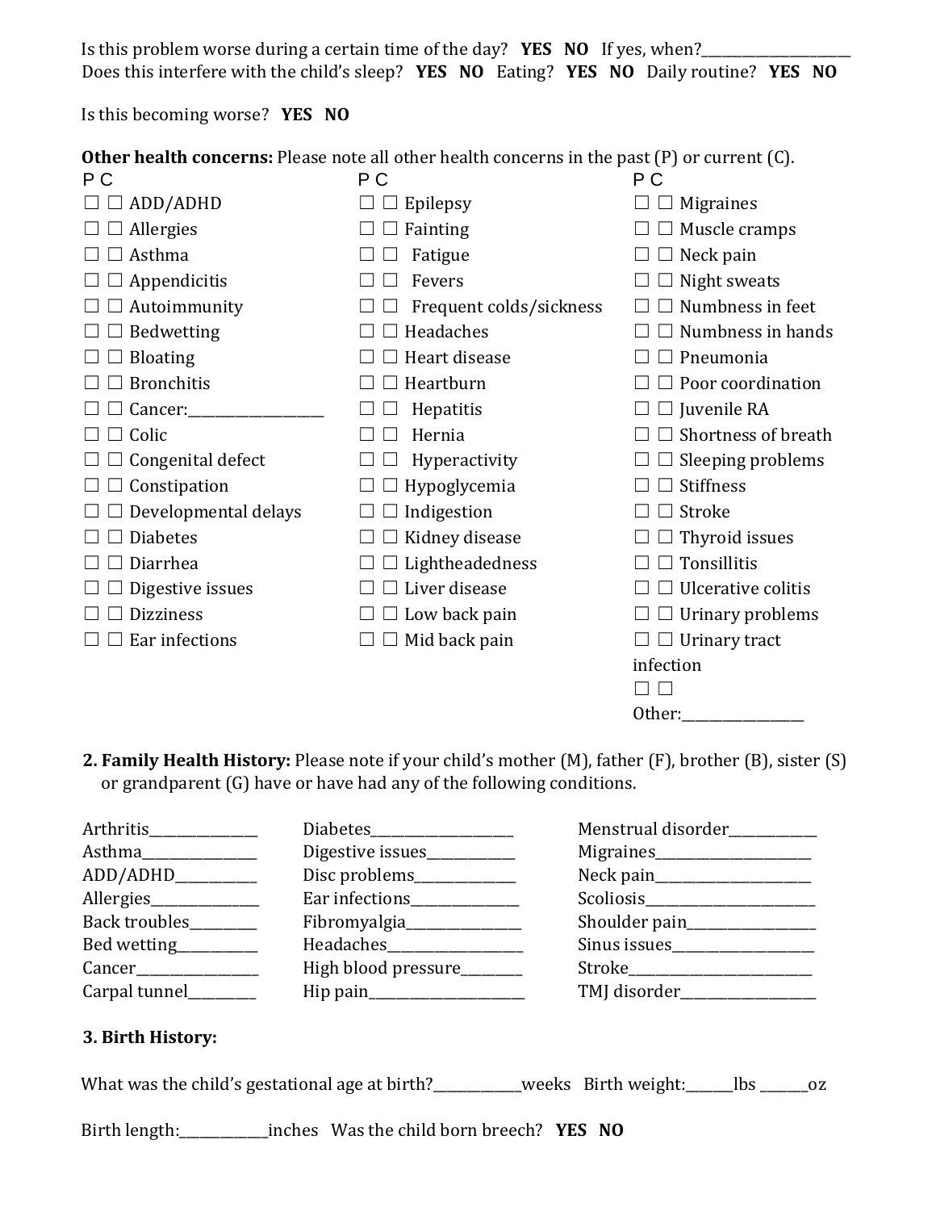Is this problem worse during a certain time of the day? **YES NO** If yes, when?______________________

Does this interfere with the child's sleep? **YES NO** Eating? **YES NO** Daily routine? **YES NO**

Is this becoming worse? **YES NO**

**Other health concerns:** Please note all other health concerns in the past (P) or current (C).

| P C | | P C | | P C | |
|---|---|---|---|---|---|
| ☐ ☐ | ADD/ADHD | ☐ ☐ | Epilepsy | ☐ ☐ | Migraines |
| ☐ ☐ | Allergies | ☐ ☐ | Fainting | ☐ ☐ | Muscle cramps |
| ☐ ☐ | Asthma | ☐ ☐ | Fatigue | ☐ ☐ | Neck pain |
| ☐ ☐ | Appendicitis | ☐ ☐ | Fevers | ☐ ☐ | Night sweats |
| ☐ ☐ | Autoimmunity | ☐ ☐ | Frequent colds/sickness | ☐ ☐ | Numbness in feet |
| ☐ ☐ | Bedwetting | ☐ ☐ | Headaches | ☐ ☐ | Numbness in hands |
| ☐ ☐ | Bloating | ☐ ☐ | Heart disease | ☐ ☐ | Pneumonia |
| ☐ ☐ | Bronchitis | ☐ ☐ | Heartburn | ☐ ☐ | Poor coordination |
| ☐ ☐ | Cancer:___________________ | ☐ ☐ | Hepatitis | ☐ ☐ | Juvenile RA |
| ☐ ☐ | Colic | ☐ ☐ | Hernia | ☐ ☐ | Shortness of breath |
| ☐ ☐ | Congenital defect | ☐ ☐ | Hyperactivity | ☐ ☐ | Sleeping problems |
| ☐ ☐ | Constipation | ☐ ☐ | Hypoglycemia | ☐ ☐ | Stiffness |
| ☐ ☐ | Developmental delays | ☐ ☐ | Indigestion | ☐ ☐ | Stroke |
| ☐ ☐ | Diabetes | ☐ ☐ | Kidney disease | ☐ ☐ | Thyroid issues |
| ☐ ☐ | Diarrhea | ☐ ☐ | Lightheadedness | ☐ ☐ | Tonsillitis |
| ☐ ☐ | Digestive issues | ☐ ☐ | Liver disease | ☐ ☐ | Ulcerative colitis |
| ☐ ☐ | Dizziness | ☐ ☐ | Low back pain | ☐ ☐ | Urinary problems |
| ☐ ☐ | Ear infections | ☐ ☐ | Mid back pain | ☐ ☐ | Urinary tract infection |
| | | | | ☐ ☐ | Other:_________________ |

**2. Family Health History:** Please note if your child's mother (M), father (F), brother (B), sister (S) or grandparent (G) have or have had any of the following conditions.

| | | |
|---|---|---|
| Arthritis_______________ | Diabetes____________________ | Menstrual disorder____________ |
| Asthma________________ | Digestive issues____________ | Migraines_____________________ |
| ADD/ADHD___________ | Disc problems______________ | Neck pain_____________________ |
| Allergies_______________ | Ear infections_______________ | Scoliosis_______________________ |
| Back troubles_________ | Fibromyalgia________________ | Shoulder pain_________________ |
| Bed wetting___________ | Headaches__________________ | Sinus issues___________________ |
| Cancer_________________ | High blood pressure________ | Stroke__________________________ |
| Carpal tunnel_________ | Hip pain_______________________ | TMJ disorder__________________ |

**3. Birth History:**

What was the child's gestational age at birth?____________weeks Birth weight:_______lbs _______oz

Birth length:____________inches Was the child born breech? **YES NO**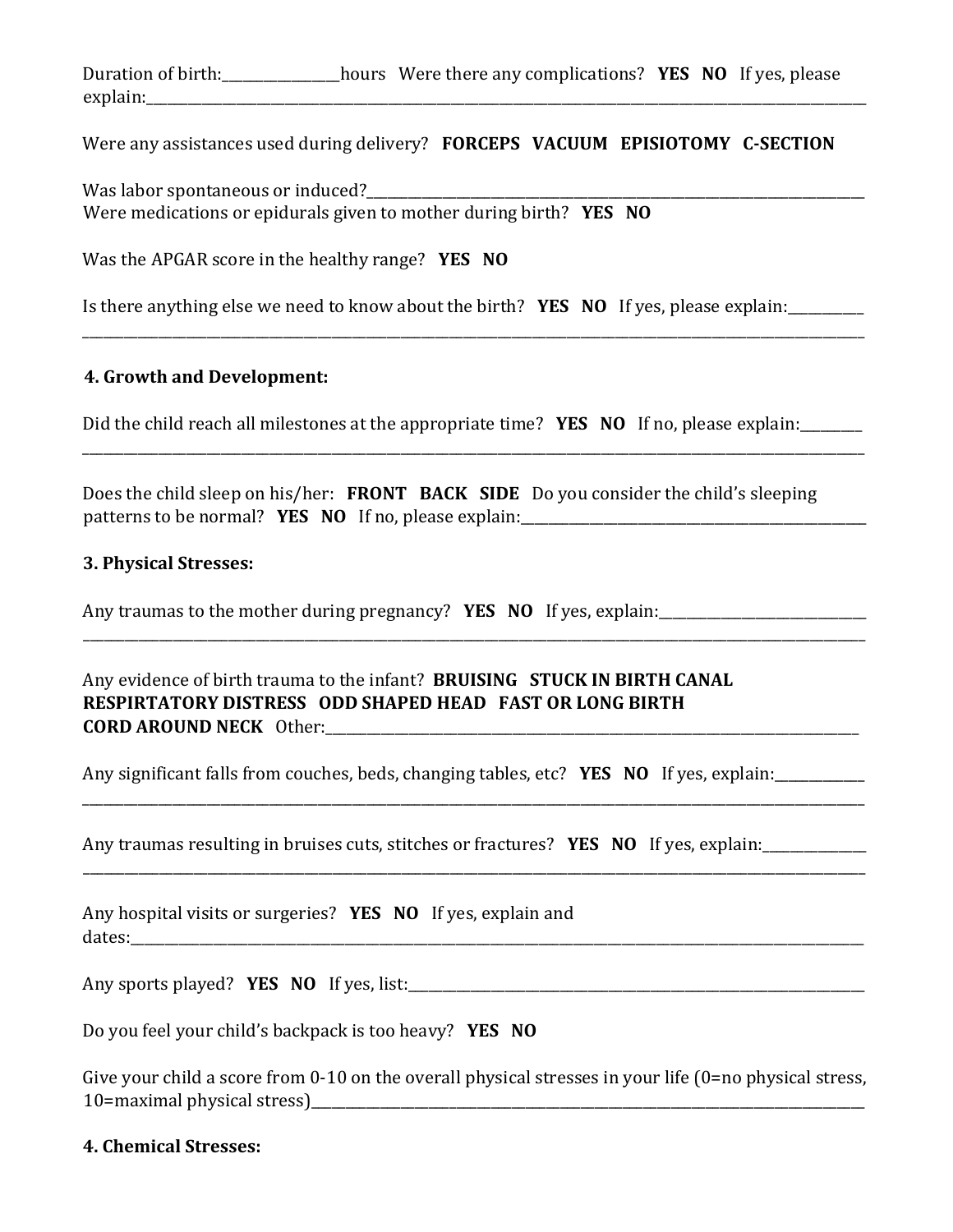Duration of birth:________________hours  Were there any complications?  **YES  NO**  If yes, please explain:________________________________________________________________________________________________

Were any assistances used during delivery?  **FORCEPS  VACUUM  EPISIOTOMY  C-SECTION**

Was labor spontaneous or induced?___________________________________________________________________
Were medications or epidurals given to mother during birth?  **YES  NO**

Was the APGAR score in the healthy range?  **YES  NO**

Is there anything else we need to know about the birth?  **YES  NO**  If yes, please explain:__________
________________________________________________________________________________________________

**4. Growth and Development:**

Did the child reach all milestones at the appropriate time?  **YES  NO**  If no, please explain:_________
________________________________________________________________________________________________

Does the child sleep on his/her:  **FRONT  BACK  SIDE**  Do you consider the child's sleeping patterns to be normal?  **YES  NO**  If no, please explain:__________________________________________________

**3. Physical Stresses:**

Any traumas to the mother during pregnancy?  **YES  NO**  If yes, explain:_____________________________
________________________________________________________________________________________________

Any evidence of birth trauma to the infant?  **BRUISING  STUCK IN BIRTH CANAL  RESPIRATORY DISTRESS  ODD SHAPED HEAD  FAST OR LONG BIRTH  CORD AROUND NECK**  Other:_______________________________________________________________________

Any significant falls from couches, beds, changing tables, etc?  **YES  NO**  If yes, explain:____________
________________________________________________________________________________________________

Any traumas resulting in bruises cuts, stitches or fractures?  **YES  NO**  If yes, explain:______________
________________________________________________________________________________________________

Any hospital visits or surgeries?  **YES  NO**  If yes, explain and dates:__________________________________________________________________________________________

Any sports played?  **YES  NO**  If yes, list:_________________________________________________________________

Do you feel your child's backpack is too heavy?  **YES  NO**

Give your child a score from 0-10 on the overall physical stresses in your life (0=no physical stress, 10=maximal physical stress)_________________________________________________________________________

**4. Chemical Stresses:**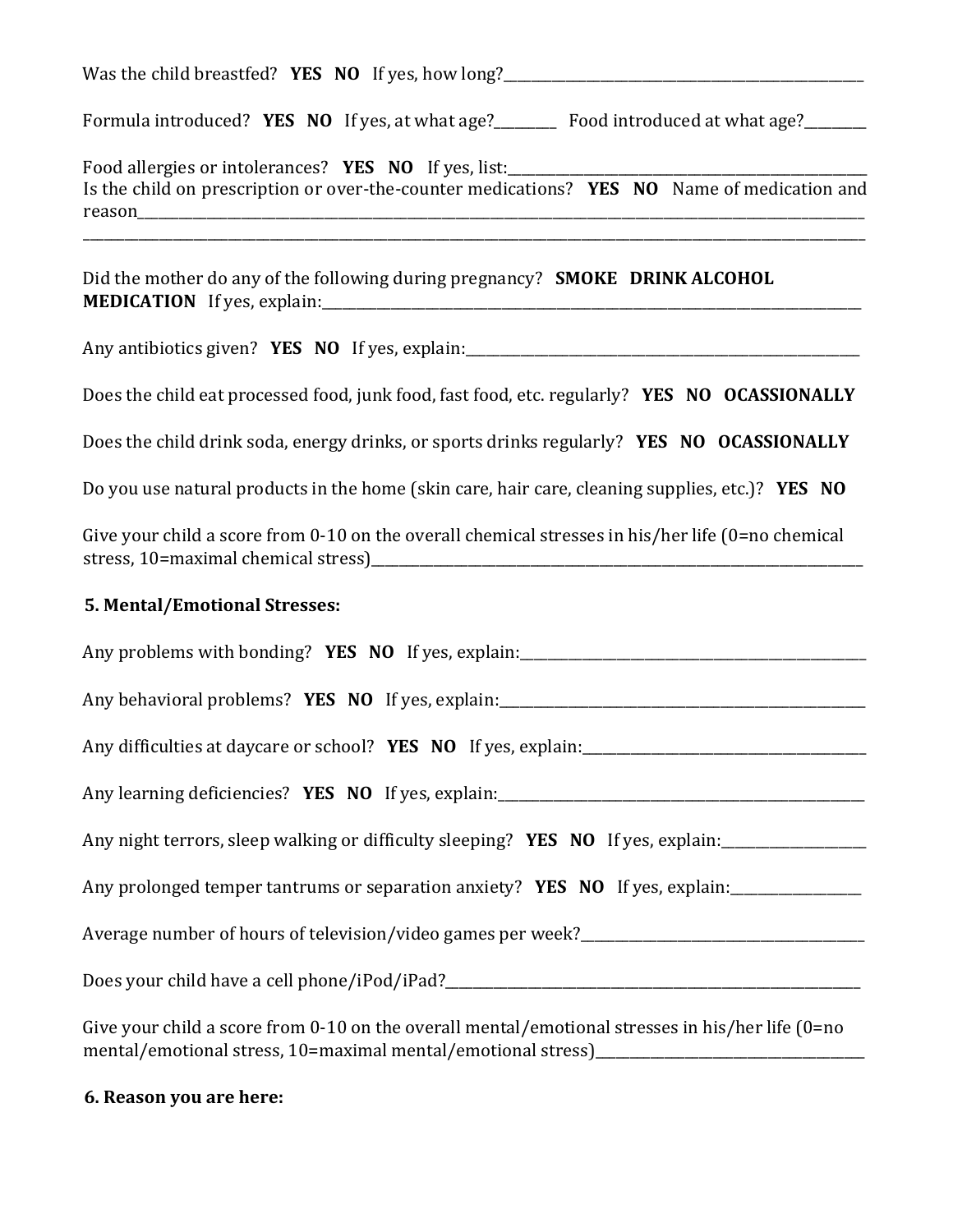Was the child breastfed? **YES NO** If yes, how long?___________________________________________________

Formula introduced? **YES NO** If yes, at what age?________ Food introduced at what age?________

Food allergies or intolerances? **YES NO** If yes, list:_______________________________________________
Is the child on prescription or over-the-counter medications? **YES NO** Name of medication and reason_____________________________________________________________________________________________
_____________________________________________________________________________________________

Did the mother do any of the following during pregnancy? **SMOKE DRINK ALCOHOL MEDICATION** If yes, explain:_____________________________________________________________________

Any antibiotics given? **YES NO** If yes, explain:________________________________________________________

Does the child eat processed food, junk food, fast food, etc. regularly? **YES NO OCASSIONALLY**

Does the child drink soda, energy drinks, or sports drinks regularly? **YES NO OCASSIONALLY**

Do you use natural products in the home (skin care, hair care, cleaning supplies, etc.)? **YES NO**

Give your child a score from 0-10 on the overall chemical stresses in his/her life (0=no chemical stress, 10=maximal chemical stress)_______________________________________________________________

**5. Mental/Emotional Stresses:**

Any problems with bonding? **YES NO** If yes, explain:______________________________________________

Any behavioral problems? **YES NO** If yes, explain:_______________________________________________

Any difficulties at daycare or school? **YES NO** If yes, explain:_____________________________________

Any learning deficiencies? **YES NO** If yes, explain:_______________________________________________

Any night terrors, sleep walking or difficulty sleeping? **YES NO** If yes, explain:__________________

Any prolonged temper tantrums or separation anxiety? **YES NO** If yes, explain:________________

Average number of hours of television/video games per week?_____________________________________

Does your child have a cell phone/iPod/iPad?_____________________________________________________

Give your child a score from 0-10 on the overall mental/emotional stresses in his/her life (0=no mental/emotional stress, 10=maximal mental/emotional stress)___________________________________

**6. Reason you are here:**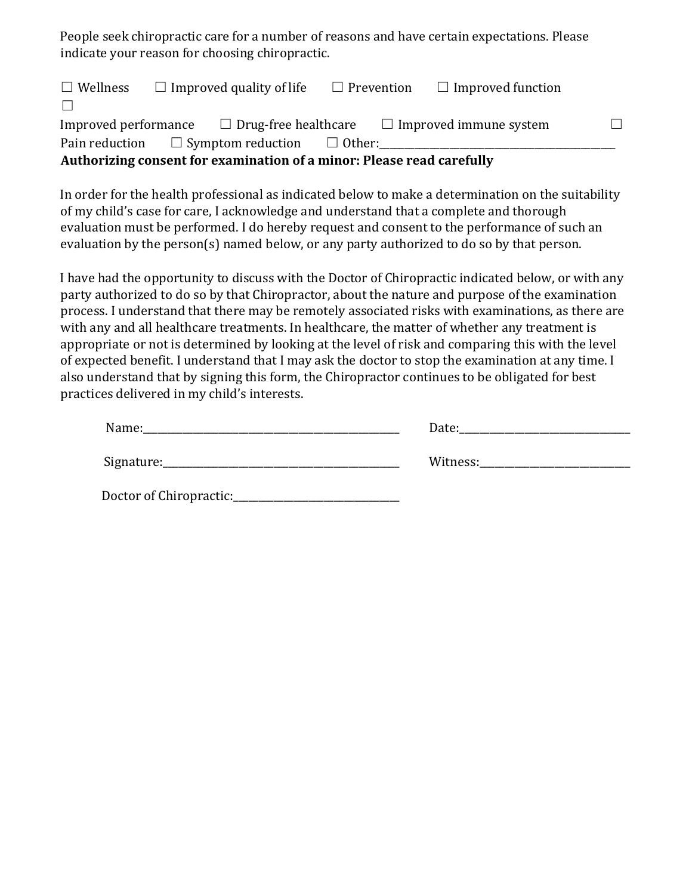People seek chiropractic care for a number of reasons and have certain expectations. Please indicate your reason for choosing chiropractic.

☐ Wellness ☐ Improved quality of life ☐ Prevention ☐ Improved function ☐ Improved performance ☐ Drug-free healthcare ☐ Improved immune system ☐ Pain reduction ☐ Symptom reduction ☐ Other:_______________________________________________

**Authorizing consent for examination of a minor: Please read carefully**

In order for the health professional as indicated below to make a determination on the suitability of my child's case for care, I acknowledge and understand that a complete and thorough evaluation must be performed. I do hereby request and consent to the performance of such an evaluation by the person(s) named below, or any party authorized to do so by that person.

I have had the opportunity to discuss with the Doctor of Chiropractic indicated below, or with any party authorized to do so by that Chiropractor, about the nature and purpose of the examination process. I understand that there may be remotely associated risks with examinations, as there are with any and all healthcare treatments. In healthcare, the matter of whether any treatment is appropriate or not is determined by looking at the level of risk and comparing this with the level of expected benefit. I understand that I may ask the doctor to stop the examination at any time. I also understand that by signing this form, the Chiropractor continues to be obligated for best practices delivered in my child's interests.

Name:_______________________________________ Date:__________________________

Signature:____________________________________ Witness:_______________________

Doctor of Chiropractic:__________________________